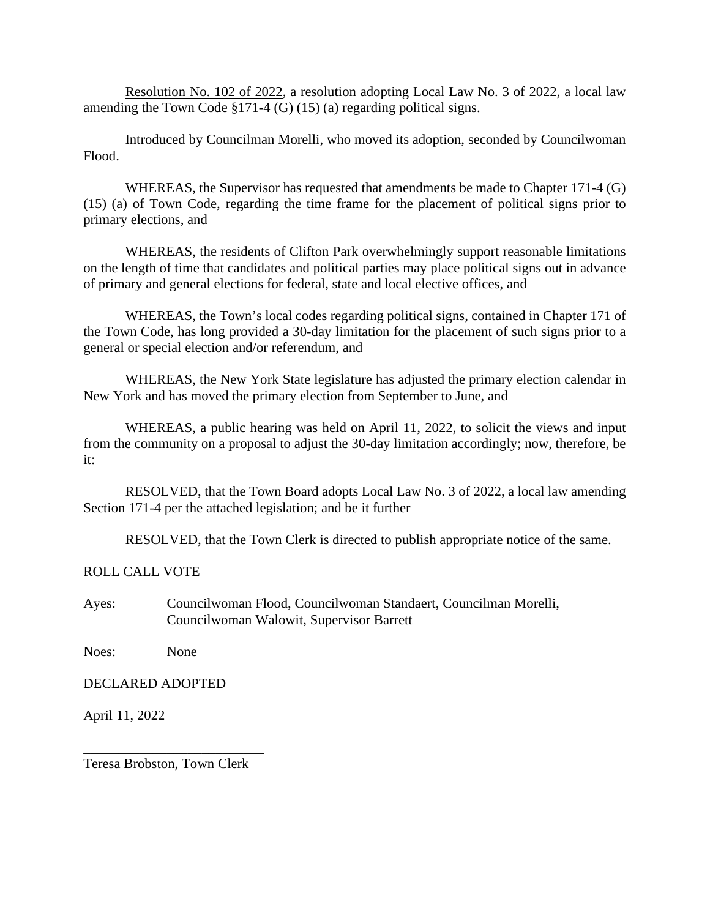Resolution No. 102 of 2022, a resolution adopting Local Law No. 3 of 2022, a local law amending the Town Code §171-4 (G) (15) (a) regarding political signs.

Introduced by Councilman Morelli, who moved its adoption, seconded by Councilwoman Flood.

WHEREAS, the Supervisor has requested that amendments be made to Chapter 171-4 (G) (15) (a) of Town Code, regarding the time frame for the placement of political signs prior to primary elections, and

WHEREAS, the residents of Clifton Park overwhelmingly support reasonable limitations on the length of time that candidates and political parties may place political signs out in advance of primary and general elections for federal, state and local elective offices, and

WHEREAS, the Town's local codes regarding political signs, contained in Chapter 171 of the Town Code, has long provided a 30-day limitation for the placement of such signs prior to a general or special election and/or referendum, and

WHEREAS, the New York State legislature has adjusted the primary election calendar in New York and has moved the primary election from September to June, and

WHEREAS, a public hearing was held on April 11, 2022, to solicit the views and input from the community on a proposal to adjust the 30-day limitation accordingly; now, therefore, be it:

RESOLVED, that the Town Board adopts Local Law No. 3 of 2022, a local law amending Section 171-4 per the attached legislation; and be it further

RESOLVED, that the Town Clerk is directed to publish appropriate notice of the same.

ROLL CALL VOTE

Ayes: Councilwoman Flood, Councilwoman Standaert, Councilman Morelli, Councilwoman Walowit, Supervisor Barrett

Noes: None

DECLARED ADOPTED

April 11, 2022

___________________________

Teresa Brobston, Town Clerk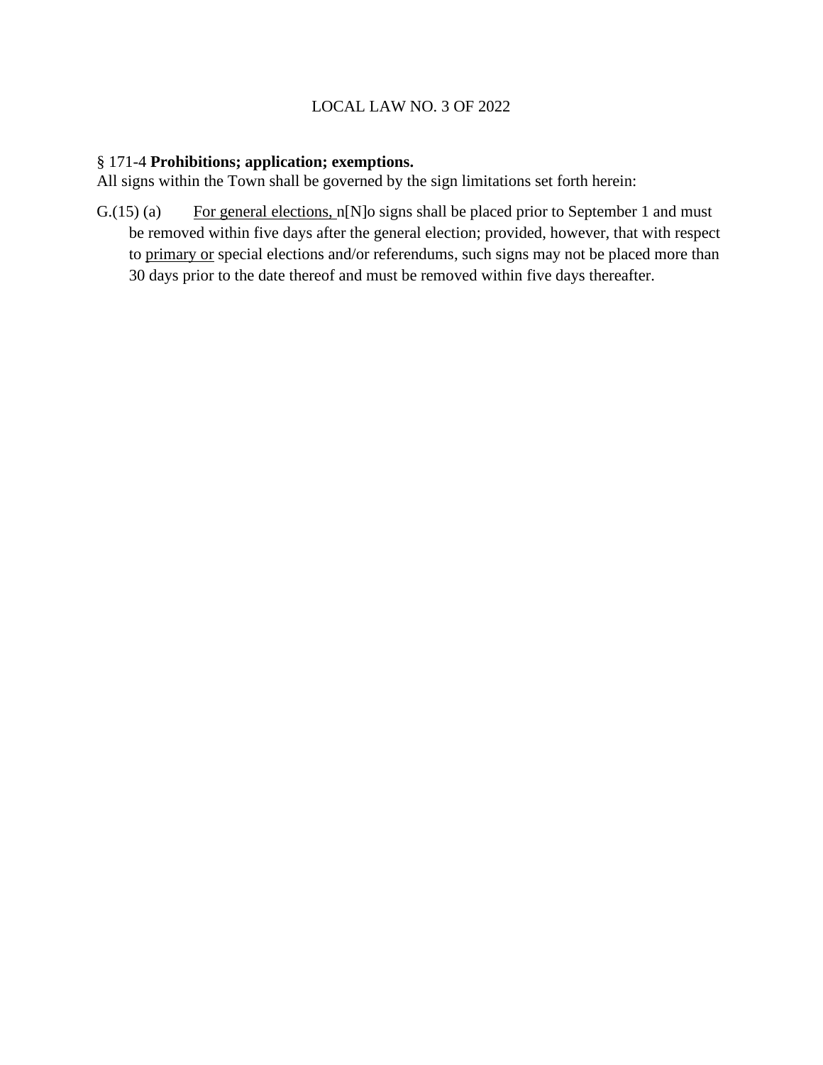LOCAL LAW NO. 3 OF 2022

§ 171-4 **Prohibitions; application; exemptions.**
All signs within the Town shall be governed by the sign limitations set forth herein:

G.(15) (a) <u>For general elections, </u>n[N]o signs shall be placed prior to September 1 and must be removed within five days after the general election; provided, however, that with respect to <u>primary or</u> special elections and/or referendums, such signs may not be placed more than 30 days prior to the date thereof and must be removed within five days thereafter.